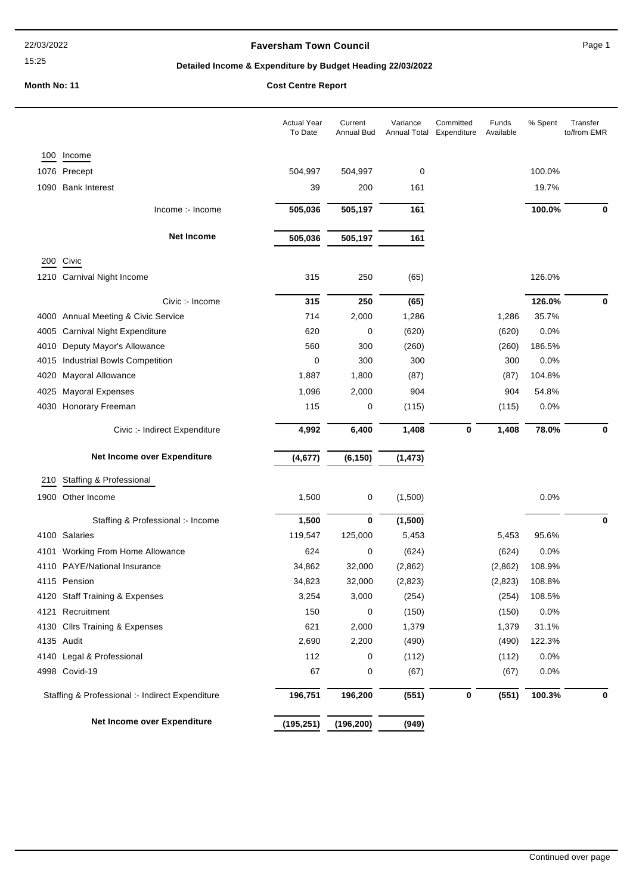# Faversham Town Council

22/03/2022

15:25

## Detailed Income & Expenditure by Budget Heading 22/03/2022

**Month No: 11** **Cost Centre Report**

| | Actual Year To Date | Current Annual Bud | Variance Annual Total | Committed Expenditure | Funds Available | % Spent | Transfer to/from EMR |
|---|---|---|---|---|---|---|---|
| **100 Income** | | | | | | | |
| 1076 Precept | 504,997 | 504,997 | 0 | | | 100.0% | |
| 1090 Bank Interest | 39 | 200 | 161 | | | 19.7% | |
| Income :- Income | **505,036** | **505,197** | **161** | | | **100.0%** | **0** |
| **Net Income** | **505,036** | **505,197** | **161** | | | | |
| **200 Civic** | | | | | | | |
| 1210 Carnival Night Income | 315 | 250 | (65) | | | 126.0% | |
| Civic :- Income | **315** | **250** | **(65)** | | | **126.0%** | **0** |
| 4000 Annual Meeting & Civic Service | 714 | 2,000 | 1,286 | | 1,286 | 35.7% | |
| 4005 Carnival Night Expenditure | 620 | 0 | (620) | | (620) | 0.0% | |
| 4010 Deputy Mayor's Allowance | 560 | 300 | (260) | | (260) | 186.5% | |
| 4015 Industrial Bowls Competition | 0 | 300 | 300 | | 300 | 0.0% | |
| 4020 Mayoral Allowance | 1,887 | 1,800 | (87) | | (87) | 104.8% | |
| 4025 Mayoral Expenses | 1,096 | 2,000 | 904 | | 904 | 54.8% | |
| 4030 Honorary Freeman | 115 | 0 | (115) | | (115) | 0.0% | |
| Civic :- Indirect Expenditure | **4,992** | **6,400** | **1,408** | **0** | **1,408** | **78.0%** | **0** |
| **Net Income over Expenditure** | **(4,677)** | **(6,150)** | **(1,473)** | | | | |
| **210 Staffing & Professional** | | | | | | | |
| 1900 Other Income | 1,500 | 0 | (1,500) | | | 0.0% | |
| Staffing & Professional :- Income | **1,500** | **0** | **(1,500)** | | | | **0** |
| 4100 Salaries | 119,547 | 125,000 | 5,453 | | 5,453 | 95.6% | |
| 4101 Working From Home Allowance | 624 | 0 | (624) | | (624) | 0.0% | |
| 4110 PAYE/National Insurance | 34,862 | 32,000 | (2,862) | | (2,862) | 108.9% | |
| 4115 Pension | 34,823 | 32,000 | (2,823) | | (2,823) | 108.8% | |
| 4120 Staff Training & Expenses | 3,254 | 3,000 | (254) | | (254) | 108.5% | |
| 4121 Recruitment | 150 | 0 | (150) | | (150) | 0.0% | |
| 4130 Cllrs Training & Expenses | 621 | 2,000 | 1,379 | | 1,379 | 31.1% | |
| 4135 Audit | 2,690 | 2,200 | (490) | | (490) | 122.3% | |
| 4140 Legal & Professional | 112 | 0 | (112) | | (112) | 0.0% | |
| 4998 Covid-19 | 67 | 0 | (67) | | (67) | 0.0% | |
| Staffing & Professional :- Indirect Expenditure | **196,751** | **196,200** | **(551)** | **0** | **(551)** | **100.3%** | **0** |
| **Net Income over Expenditure** | **(195,251)** | **(196,200)** | **(949)** | | | | |

Continued over page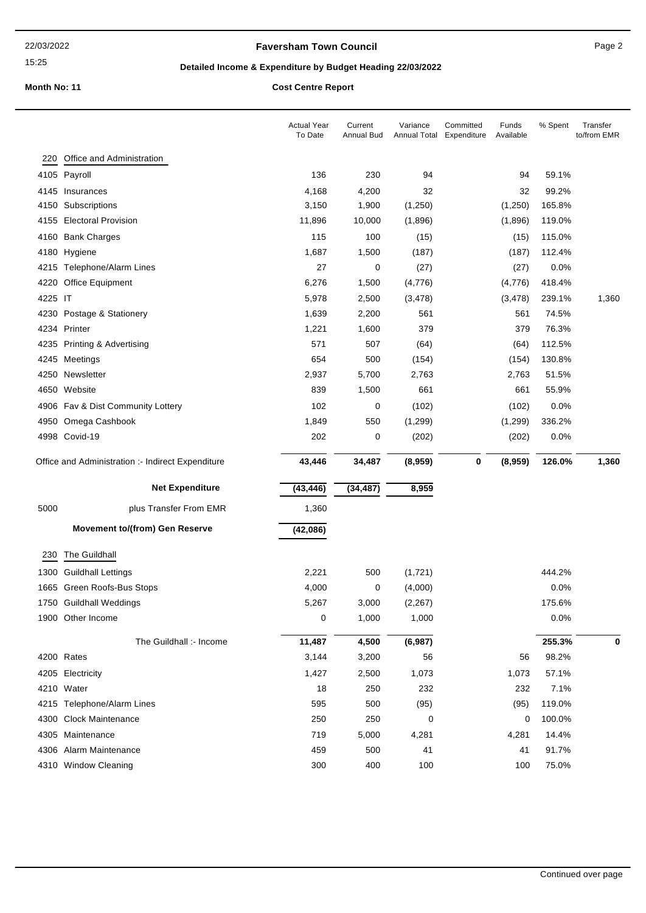# Faversham Town Council

## Detailed Income & Expenditure by Budget Heading 22/03/2022

**Month No: 11** | **Cost Centre Report**

| | | Actual Year To Date | Current Annual Bud | Variance Annual Total | Committed Expenditure | Funds Available | % Spent | Transfer to/from EMR |
|---|---|---|---|---|---|---|---|---|
| 220 | Office and Administration | | | | | | | |
| 4105 | Payroll | 136 | 230 | 94 | | 94 | 59.1% | |
| 4145 | Insurances | 4,168 | 4,200 | 32 | | 32 | 99.2% | |
| 4150 | Subscriptions | 3,150 | 1,900 | (1,250) | | (1,250) | 165.8% | |
| 4155 | Electoral Provision | 11,896 | 10,000 | (1,896) | | (1,896) | 119.0% | |
| 4160 | Bank Charges | 115 | 100 | (15) | | (15) | 115.0% | |
| 4180 | Hygiene | 1,687 | 1,500 | (187) | | (187) | 112.4% | |
| 4215 | Telephone/Alarm Lines | 27 | 0 | (27) | | (27) | 0.0% | |
| 4220 | Office Equipment | 6,276 | 1,500 | (4,776) | | (4,776) | 418.4% | |
| 4225 | IT | 5,978 | 2,500 | (3,478) | | (3,478) | 239.1% | 1,360 |
| 4230 | Postage & Stationery | 1,639 | 2,200 | 561 | | 561 | 74.5% | |
| 4234 | Printer | 1,221 | 1,600 | 379 | | 379 | 76.3% | |
| 4235 | Printing & Advertising | 571 | 507 | (64) | | (64) | 112.5% | |
| 4245 | Meetings | 654 | 500 | (154) | | (154) | 130.8% | |
| 4250 | Newsletter | 2,937 | 5,700 | 2,763 | | 2,763 | 51.5% | |
| 4650 | Website | 839 | 1,500 | 661 | | 661 | 55.9% | |
| 4906 | Fav & Dist Community Lottery | 102 | 0 | (102) | | (102) | 0.0% | |
| 4950 | Omega Cashbook | 1,849 | 550 | (1,299) | | (1,299) | 336.2% | |
| 4998 | Covid-19 | 202 | 0 | (202) | | (202) | 0.0% | |
| | Office and Administration :- Indirect Expenditure | **43,446** | **34,487** | **(8,959)** | **0** | **(8,959)** | **126.0%** | **1,360** |
| | **Net Expenditure** | **(43,446)** | **(34,487)** | **8,959** | | | | |
| 5000 | plus Transfer From EMR | 1,360 | | | | | | |
| | **Movement to/(from) Gen Reserve** | **(42,086)** | | | | | | |
| 230 | The Guildhall | | | | | | | |
| 1300 | Guildhall Lettings | 2,221 | 500 | (1,721) | | | 444.2% | |
| 1665 | Green Roofs-Bus Stops | 4,000 | 0 | (4,000) | | | 0.0% | |
| 1750 | Guildhall Weddings | 5,267 | 3,000 | (2,267) | | | 175.6% | |
| 1900 | Other Income | 0 | 1,000 | 1,000 | | | 0.0% | |
| | The Guildhall :- Income | **11,487** | **4,500** | **(6,987)** | | | **255.3%** | **0** |
| 4200 | Rates | 3,144 | 3,200 | 56 | | 56 | 98.2% | |
| 4205 | Electricity | 1,427 | 2,500 | 1,073 | | 1,073 | 57.1% | |
| 4210 | Water | 18 | 250 | 232 | | 232 | 7.1% | |
| 4215 | Telephone/Alarm Lines | 595 | 500 | (95) | | (95) | 119.0% | |
| 4300 | Clock Maintenance | 250 | 250 | 0 | | 0 | 100.0% | |
| 4305 | Maintenance | 719 | 5,000 | 4,281 | | 4,281 | 14.4% | |
| 4306 | Alarm Maintenance | 459 | 500 | 41 | | 41 | 91.7% | |
| 4310 | Window Cleaning | 300 | 400 | 100 | | 100 | 75.0% | |

Continued over page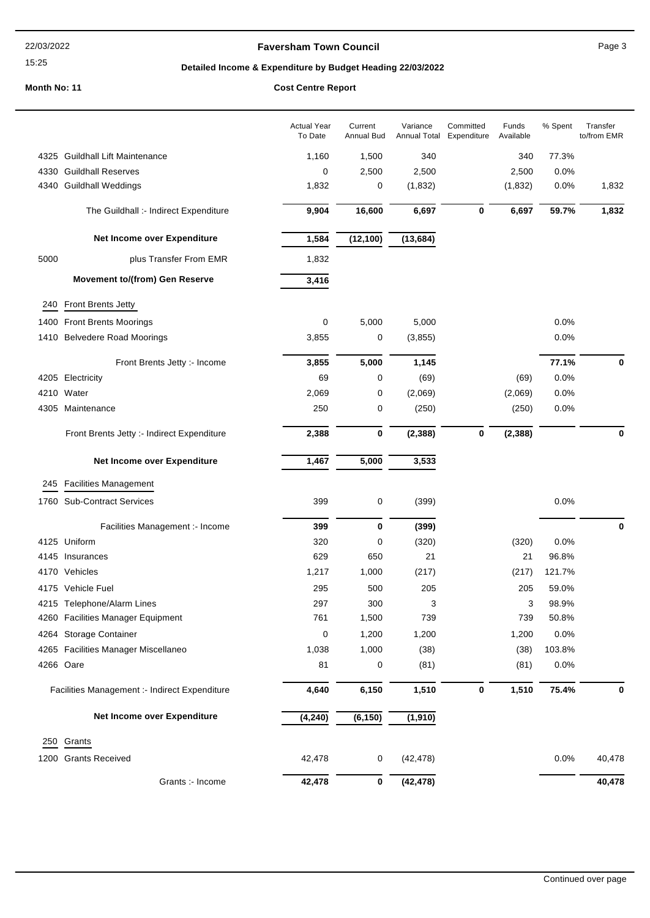# Faversham Town Council

**Detailed Income & Expenditure by Budget Heading 22/03/2022**

**Month No: 11** — **Cost Centre Report**

| | | Actual Year To Date | Current Annual Bud | Variance Annual Total | Committed Expenditure | Funds Available | % Spent | Transfer to/from EMR |
|---|---|---|---|---|---|---|---|---|
| 4325 | Guildhall Lift Maintenance | 1,160 | 1,500 | 340 | | 340 | 77.3% | |
| 4330 | Guildhall Reserves | 0 | 2,500 | 2,500 | | 2,500 | 0.0% | |
| 4340 | Guildhall Weddings | 1,832 | 0 | (1,832) | | (1,832) | 0.0% | 1,832 |
| | The Guildhall :- Indirect Expenditure | **9,904** | **16,600** | **6,697** | **0** | **6,697** | **59.7%** | **1,832** |
| | **Net Income over Expenditure** | **1,584** | **(12,100)** | **(13,684)** | | | | |
| 5000 | plus Transfer From EMR | 1,832 | | | | | | |
| | **Movement to/(from) Gen Reserve** | **3,416** | | | | | | |
| 240 | Front Brents Jetty | | | | | | | |
| 1400 | Front Brents Moorings | 0 | 5,000 | 5,000 | | | 0.0% | |
| 1410 | Belvedere Road Moorings | 3,855 | 0 | (3,855) | | | 0.0% | |
| | Front Brents Jetty :- Income | **3,855** | **5,000** | **1,145** | | | **77.1%** | **0** |
| 4205 | Electricity | 69 | 0 | (69) | | (69) | 0.0% | |
| 4210 | Water | 2,069 | 0 | (2,069) | | (2,069) | 0.0% | |
| 4305 | Maintenance | 250 | 0 | (250) | | (250) | 0.0% | |
| | Front Brents Jetty :- Indirect Expenditure | **2,388** | **0** | **(2,388)** | **0** | **(2,388)** | | **0** |
| | **Net Income over Expenditure** | **1,467** | **5,000** | **3,533** | | | | |
| 245 | Facilities Management | | | | | | | |
| 1760 | Sub-Contract Services | 399 | 0 | (399) | | | 0.0% | |
| | Facilities Management :- Income | **399** | **0** | **(399)** | | | | **0** |
| 4125 | Uniform | 320 | 0 | (320) | | (320) | 0.0% | |
| 4145 | Insurances | 629 | 650 | 21 | | 21 | 96.8% | |
| 4170 | Vehicles | 1,217 | 1,000 | (217) | | (217) | 121.7% | |
| 4175 | Vehicle Fuel | 295 | 500 | 205 | | 205 | 59.0% | |
| 4215 | Telephone/Alarm Lines | 297 | 300 | 3 | | 3 | 98.9% | |
| 4260 | Facilities Manager Equipment | 761 | 1,500 | 739 | | 739 | 50.8% | |
| 4264 | Storage Container | 0 | 1,200 | 1,200 | | 1,200 | 0.0% | |
| 4265 | Facilities Manager Miscellaneo | 1,038 | 1,000 | (38) | | (38) | 103.8% | |
| 4266 | Oare | 81 | 0 | (81) | | (81) | 0.0% | |
| | Facilities Management :- Indirect Expenditure | **4,640** | **6,150** | **1,510** | **0** | **1,510** | **75.4%** | **0** |
| | **Net Income over Expenditure** | **(4,240)** | **(6,150)** | **(1,910)** | | | | |
| 250 | Grants | | | | | | | |
| 1200 | Grants Received | 42,478 | 0 | (42,478) | | | 0.0% | 40,478 |
| | Grants :- Income | **42,478** | **0** | **(42,478)** | | | | **40,478** |

Continued over page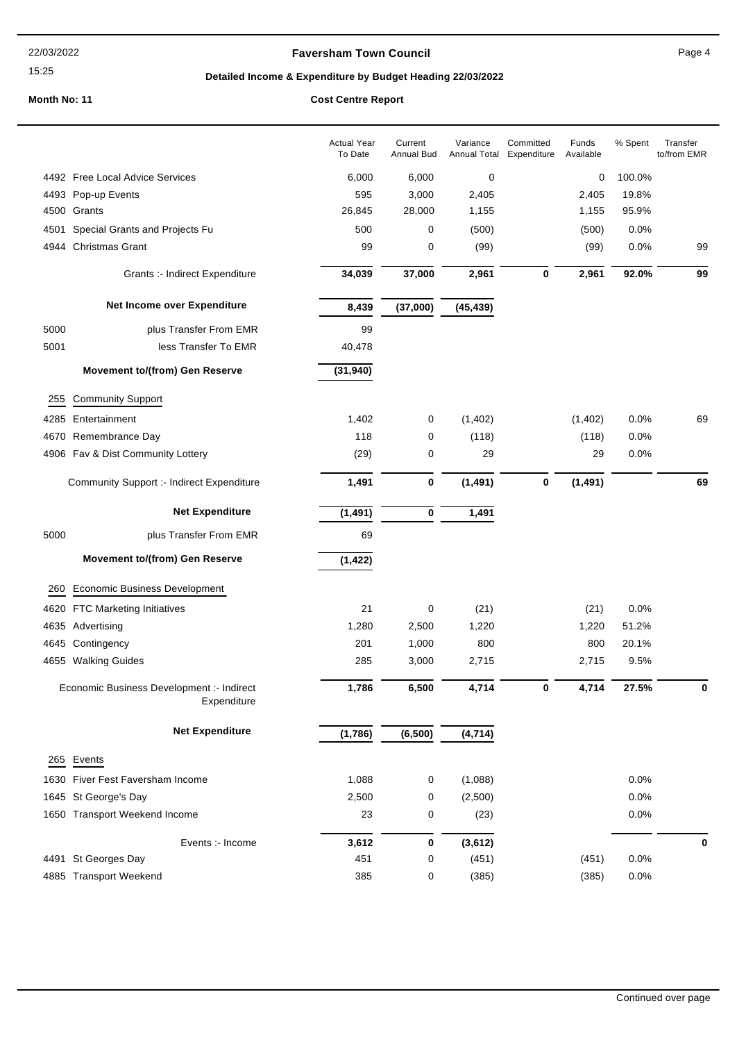Faversham Town Council

**Detailed Income & Expenditure by Budget Heading 22/03/2022**

**Month No: 11** **Cost Centre Report**

| | | Actual Year To Date | Current Annual Bud | Variance Annual Total | Committed Expenditure | Funds Available | % Spent | Transfer to/from EMR |
|---|---|---|---|---|---|---|---|---|
| 4492 | Free Local Advice Services | 6,000 | 6,000 | 0 | | 0 | 100.0% | |
| 4493 | Pop-up Events | 595 | 3,000 | 2,405 | | 2,405 | 19.8% | |
| 4500 | Grants | 26,845 | 28,000 | 1,155 | | 1,155 | 95.9% | |
| 4501 | Special Grants and Projects Fu | 500 | 0 | (500) | | (500) | 0.0% | |
| 4944 | Christmas Grant | 99 | 0 | (99) | | (99) | 0.0% | 99 |
| | Grants :- Indirect Expenditure | **34,039** | **37,000** | **2,961** | **0** | **2,961** | **92.0%** | **99** |
| | **Net Income over Expenditure** | **8,439** | **(37,000)** | **(45,439)** | | | | |
| 5000 | plus Transfer From EMR | 99 | | | | | | |
| 5001 | less Transfer To EMR | 40,478 | | | | | | |
| | **Movement to/(from) Gen Reserve** | **(31,940)** | | | | | | |
| **255** | **Community Support** | | | | | | | |
| 4285 | Entertainment | 1,402 | 0 | (1,402) | | (1,402) | 0.0% | 69 |
| 4670 | Remembrance Day | 118 | 0 | (118) | | (118) | 0.0% | |
| 4906 | Fav & Dist Community Lottery | (29) | 0 | 29 | | 29 | 0.0% | |
| | Community Support :- Indirect Expenditure | **1,491** | **0** | **(1,491)** | **0** | **(1,491)** | | **69** |
| | **Net Expenditure** | **(1,491)** | **0** | **1,491** | | | | |
| 5000 | plus Transfer From EMR | 69 | | | | | | |
| | **Movement to/(from) Gen Reserve** | **(1,422)** | | | | | | |
| **260** | **Economic Business Development** | | | | | | | |
| 4620 | FTC Marketing Initiatives | 21 | 0 | (21) | | (21) | 0.0% | |
| 4635 | Advertising | 1,280 | 2,500 | 1,220 | | 1,220 | 51.2% | |
| 4645 | Contingency | 201 | 1,000 | 800 | | 800 | 20.1% | |
| 4655 | Walking Guides | 285 | 3,000 | 2,715 | | 2,715 | 9.5% | |
| | Economic Business Development :- Indirect Expenditure | **1,786** | **6,500** | **4,714** | **0** | **4,714** | **27.5%** | **0** |
| | **Net Expenditure** | **(1,786)** | **(6,500)** | **(4,714)** | | | | |
| **265** | **Events** | | | | | | | |
| 1630 | Fiver Fest Faversham Income | 1,088 | 0 | (1,088) | | | 0.0% | |
| 1645 | St George's Day | 2,500 | 0 | (2,500) | | | 0.0% | |
| 1650 | Transport Weekend Income | 23 | 0 | (23) | | | 0.0% | |
| | Events :- Income | **3,612** | **0** | **(3,612)** | | | | **0** |
| 4491 | St Georges Day | 451 | 0 | (451) | | (451) | 0.0% | |
| 4885 | Transport Weekend | 385 | 0 | (385) | | (385) | 0.0% | |

Continued over page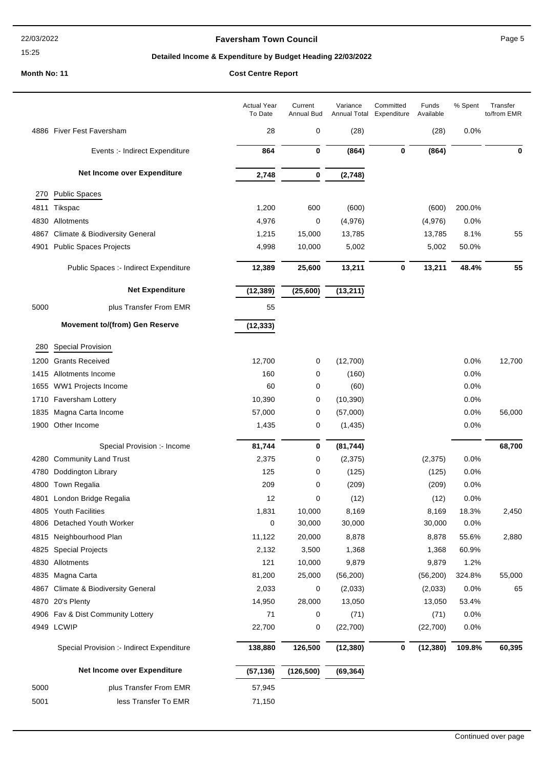# Faversham Town Council

## Detailed Income & Expenditure by Budget Heading 22/03/2022

22/03/2022
15:25

**Month No: 11** — **Cost Centre Report**

| | | Actual Year To Date | Current Annual Bud | Variance Annual Total | Committed Expenditure | Funds Available | % Spent | Transfer to/from EMR |
|---|---|---|---|---|---|---|---|---|
| 4886 | Fiver Fest Faversham | 28 | 0 | (28) | | (28) | 0.0% | |
| | Events :- Indirect Expenditure | **864** | **0** | **(864)** | **0** | **(864)** | | **0** |
| | **Net Income over Expenditure** | **2,748** | **0** | **(2,748)** | | | | |
| **270** | **Public Spaces** | | | | | | | |
| 4811 | Tikspac | 1,200 | 600 | (600) | | (600) | 200.0% | |
| 4830 | Allotments | 4,976 | 0 | (4,976) | | (4,976) | 0.0% | |
| 4867 | Climate & Biodiversity General | 1,215 | 15,000 | 13,785 | | 13,785 | 8.1% | 55 |
| 4901 | Public Spaces Projects | 4,998 | 10,000 | 5,002 | | 5,002 | 50.0% | |
| | Public Spaces :- Indirect Expenditure | **12,389** | **25,600** | **13,211** | **0** | **13,211** | **48.4%** | **55** |
| | **Net Expenditure** | **(12,389)** | **(25,600)** | **(13,211)** | | | | |
| 5000 | plus Transfer From EMR | 55 | | | | | | |
| | **Movement to/(from) Gen Reserve** | **(12,333)** | | | | | | |
| **280** | **Special Provision** | | | | | | | |
| 1200 | Grants Received | 12,700 | 0 | (12,700) | | | 0.0% | 12,700 |
| 1415 | Allotments Income | 160 | 0 | (160) | | | 0.0% | |
| 1655 | WW1 Projects Income | 60 | 0 | (60) | | | 0.0% | |
| 1710 | Faversham Lottery | 10,390 | 0 | (10,390) | | | 0.0% | |
| 1835 | Magna Carta Income | 57,000 | 0 | (57,000) | | | 0.0% | 56,000 |
| 1900 | Other Income | 1,435 | 0 | (1,435) | | | 0.0% | |
| | Special Provision :- Income | **81,744** | **0** | **(81,744)** | | | | **68,700** |
| 4280 | Community Land Trust | 2,375 | 0 | (2,375) | | (2,375) | 0.0% | |
| 4780 | Doddington Library | 125 | 0 | (125) | | (125) | 0.0% | |
| 4800 | Town Regalia | 209 | 0 | (209) | | (209) | 0.0% | |
| 4801 | London Bridge Regalia | 12 | 0 | (12) | | (12) | 0.0% | |
| 4805 | Youth Facilities | 1,831 | 10,000 | 8,169 | | 8,169 | 18.3% | 2,450 |
| 4806 | Detached Youth Worker | 0 | 30,000 | 30,000 | | 30,000 | 0.0% | |
| 4815 | Neighbourhood Plan | 11,122 | 20,000 | 8,878 | | 8,878 | 55.6% | 2,880 |
| 4825 | Special Projects | 2,132 | 3,500 | 1,368 | | 1,368 | 60.9% | |
| 4830 | Allotments | 121 | 10,000 | 9,879 | | 9,879 | 1.2% | |
| 4835 | Magna Carta | 81,200 | 25,000 | (56,200) | | (56,200) | 324.8% | 55,000 |
| 4867 | Climate & Biodiversity General | 2,033 | 0 | (2,033) | | (2,033) | 0.0% | 65 |
| 4870 | 20's Plenty | 14,950 | 28,000 | 13,050 | | 13,050 | 53.4% | |
| 4906 | Fav & Dist Community Lottery | 71 | 0 | (71) | | (71) | 0.0% | |
| 4949 | LCWIP | 22,700 | 0 | (22,700) | | (22,700) | 0.0% | |
| | Special Provision :- Indirect Expenditure | **138,880** | **126,500** | **(12,380)** | **0** | **(12,380)** | **109.8%** | **60,395** |
| | **Net Income over Expenditure** | **(57,136)** | **(126,500)** | **(69,364)** | | | | |
| 5000 | plus Transfer From EMR | 57,945 | | | | | | |
| 5001 | less Transfer To EMR | 71,150 | | | | | | |

Continued over page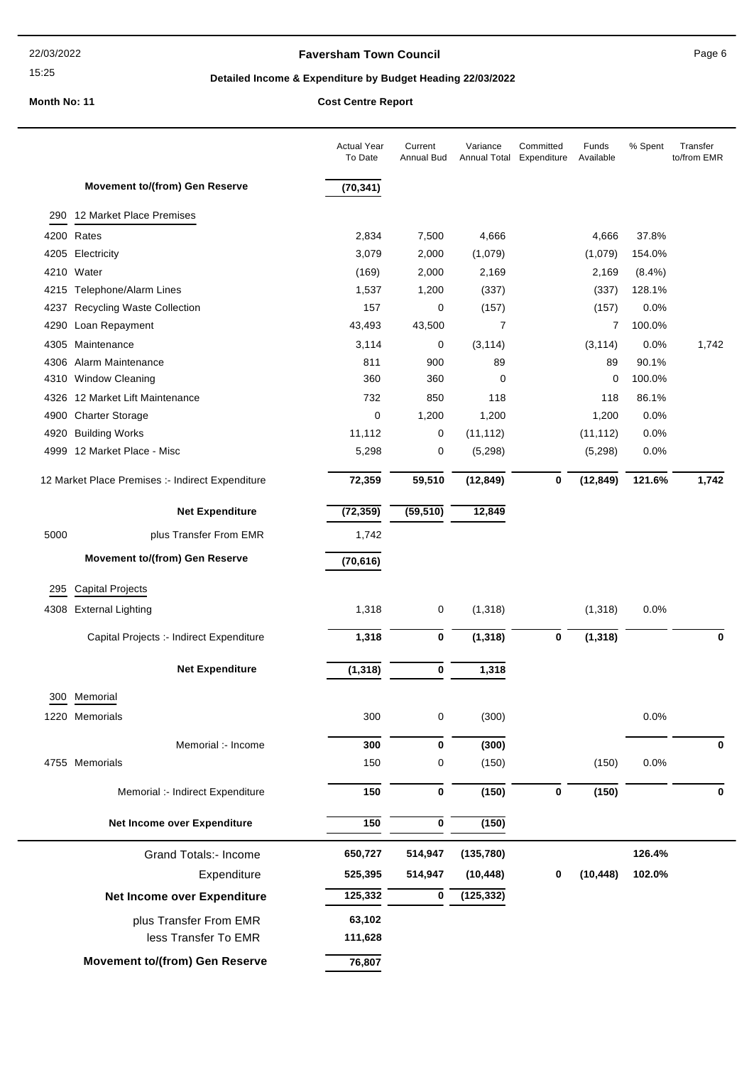| | Actual Year To Date | Current Annual Bud | Variance Annual Total | Committed Expenditure | Funds Available | % Spent | Transfer to/from EMR |
|---|---|---|---|---|---|---|---|
| **Movement to/(from) Gen Reserve** | **(70,341)** | | | | | | |
| **290 12 Market Place Premises** | | | | | | | |
| 4200 Rates | 2,834 | 7,500 | 4,666 | | 4,666 | 37.8% | |
| 4205 Electricity | 3,079 | 2,000 | (1,079) | | (1,079) | 154.0% | |
| 4210 Water | (169) | 2,000 | 2,169 | | 2,169 | (8.4%) | |
| 4215 Telephone/Alarm Lines | 1,537 | 1,200 | (337) | | (337) | 128.1% | |
| 4237 Recycling Waste Collection | 157 | 0 | (157) | | (157) | 0.0% | |
| 4290 Loan Repayment | 43,493 | 43,500 | 7 | | 7 | 100.0% | |
| 4305 Maintenance | 3,114 | 0 | (3,114) | | (3,114) | 0.0% | 1,742 |
| 4306 Alarm Maintenance | 811 | 900 | 89 | | 89 | 90.1% | |
| 4310 Window Cleaning | 360 | 360 | 0 | | 0 | 100.0% | |
| 4326 12 Market Lift Maintenance | 732 | 850 | 118 | | 118 | 86.1% | |
| 4900 Charter Storage | 0 | 1,200 | 1,200 | | 1,200 | 0.0% | |
| 4920 Building Works | 11,112 | 0 | (11,112) | | (11,112) | 0.0% | |
| 4999 12 Market Place - Misc | 5,298 | 0 | (5,298) | | (5,298) | 0.0% | |
| 12 Market Place Premises :- Indirect Expenditure | **72,359** | **59,510** | **(12,849)** | **0** | **(12,849)** | **121.6%** | **1,742** |
| **Net Expenditure** | **(72,359)** | **(59,510)** | **12,849** | | | | |
| 5000 plus Transfer From EMR | 1,742 | | | | | | |
| **Movement to/(from) Gen Reserve** | **(70,616)** | | | | | | |
| **295 Capital Projects** | | | | | | | |
| 4308 External Lighting | 1,318 | 0 | (1,318) | | (1,318) | 0.0% | |
| Capital Projects :- Indirect Expenditure | **1,318** | **0** | **(1,318)** | **0** | **(1,318)** | | **0** |
| **Net Expenditure** | **(1,318)** | **0** | **1,318** | | | | |
| **300 Memorial** | | | | | | | |
| 1220 Memorials | 300 | 0 | (300) | | | 0.0% | |
| Memorial :- Income | **300** | **0** | **(300)** | | | | **0** |
| 4755 Memorials | 150 | 0 | (150) | | (150) | 0.0% | |
| Memorial :- Indirect Expenditure | **150** | **0** | **(150)** | **0** | **(150)** | | **0** |
| **Net Income over Expenditure** | **150** | **0** | **(150)** | | | | |
| Grand Totals:- Income | **650,727** | **514,947** | **(135,780)** | | | **126.4%** | |
| Expenditure | **525,395** | **514,947** | **(10,448)** | **0** | **(10,448)** | **102.0%** | |
| **Net Income over Expenditure** | **125,332** | **0** | **(125,332)** | | | | |
| plus Transfer From EMR | **63,102** | | | | | | |
| less Transfer To EMR | **111,628** | | | | | | |
| **Movement to/(from) Gen Reserve** | **76,807** | | | | | | |